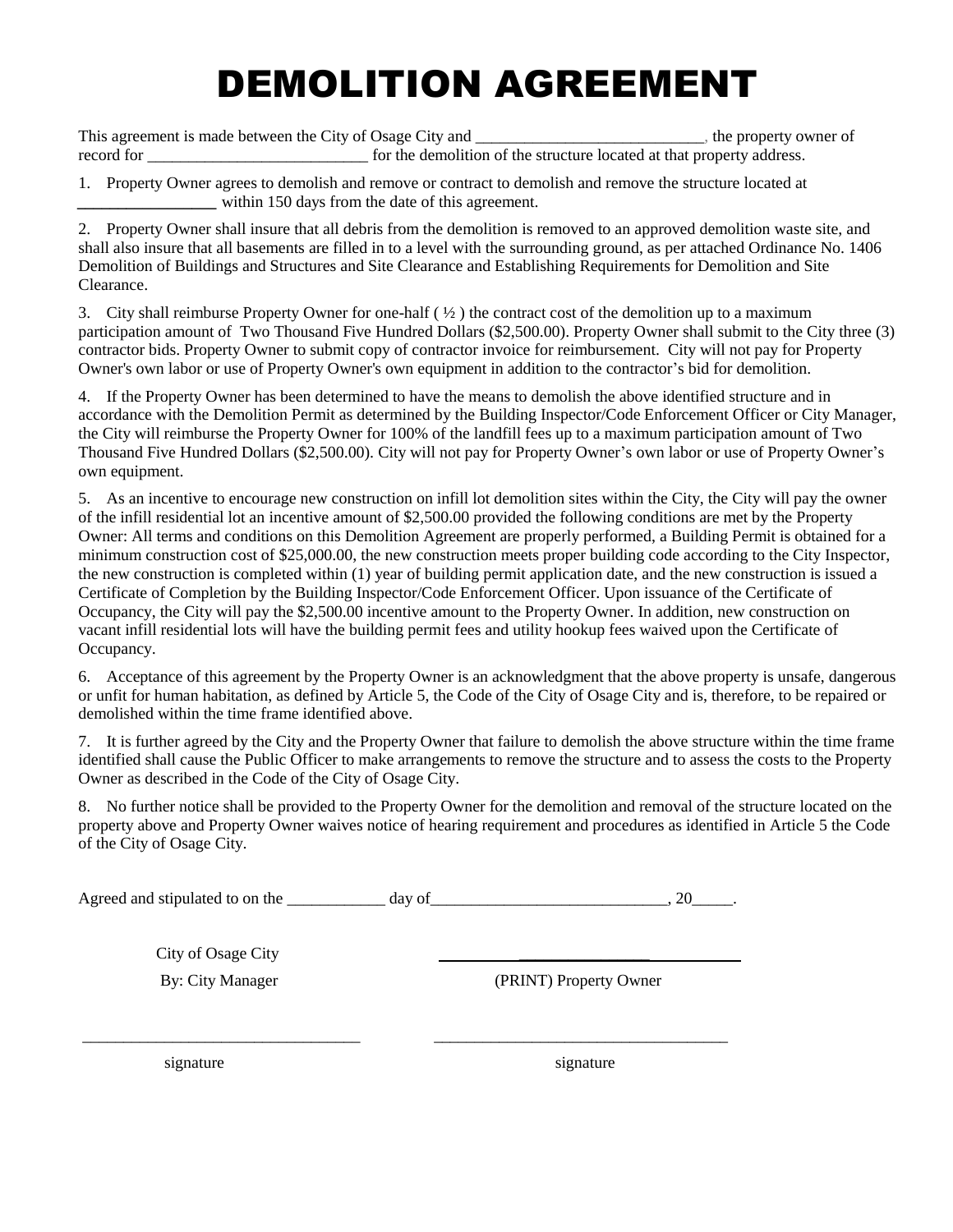# DEMOLITION AGREEMENT

This agreement is made between the City of Osage City and ____________________________, the property owner of record for ___________________________ for the demolition of the structure located at that property address.

1. Property Owner agrees to demolish and remove or contract to demolish and remove the structure located at _________________ within 150 days from the date of this agreement.

2. Property Owner shall insure that all debris from the demolition is removed to an approved demolition waste site, and shall also insure that all basements are filled in to a level with the surrounding ground, as per attached Ordinance No. 1406 Demolition of Buildings and Structures and Site Clearance and Establishing Requirements for Demolition and Site Clearance.

3. City shall reimburse Property Owner for one-half ( ½ ) the contract cost of the demolition up to a maximum participation amount of Two Thousand Five Hundred Dollars ($2,500.00). Property Owner shall submit to the City three (3) contractor bids. Property Owner to submit copy of contractor invoice for reimbursement. City will not pay for Property Owner's own labor or use of Property Owner's own equipment in addition to the contractor's bid for demolition.

4. If the Property Owner has been determined to have the means to demolish the above identified structure and in accordance with the Demolition Permit as determined by the Building Inspector/Code Enforcement Officer or City Manager, the City will reimburse the Property Owner for 100% of the landfill fees up to a maximum participation amount of Two Thousand Five Hundred Dollars ($2,500.00). City will not pay for Property Owner's own labor or use of Property Owner's own equipment.

5. As an incentive to encourage new construction on infill lot demolition sites within the City, the City will pay the owner of the infill residential lot an incentive amount of $2,500.00 provided the following conditions are met by the Property Owner: All terms and conditions on this Demolition Agreement are properly performed, a Building Permit is obtained for a minimum construction cost of $25,000.00, the new construction meets proper building code according to the City Inspector, the new construction is completed within (1) year of building permit application date, and the new construction is issued a Certificate of Completion by the Building Inspector/Code Enforcement Officer. Upon issuance of the Certificate of Occupancy, the City will pay the $2,500.00 incentive amount to the Property Owner. In addition, new construction on vacant infill residential lots will have the building permit fees and utility hookup fees waived upon the Certificate of Occupancy.

6. Acceptance of this agreement by the Property Owner is an acknowledgment that the above property is unsafe, dangerous or unfit for human habitation, as defined by Article 5, the Code of the City of Osage City and is, therefore, to be repaired or demolished within the time frame identified above.

7. It is further agreed by the City and the Property Owner that failure to demolish the above structure within the time frame identified shall cause the Public Officer to make arrangements to remove the structure and to assess the costs to the Property Owner as described in the Code of the City of Osage City.

8. No further notice shall be provided to the Property Owner for the demolition and removal of the structure located on the property above and Property Owner waives notice of hearing requirement and procedures as identified in Article 5 the Code of the City of Osage City.

Agreed and stipulated to on the ____________ day of_____________________________, 20_____.

City of Osage City
By: City Manager

___________________________________
(PRINT) Property Owner

___________________________________
signature

___________________________________
signature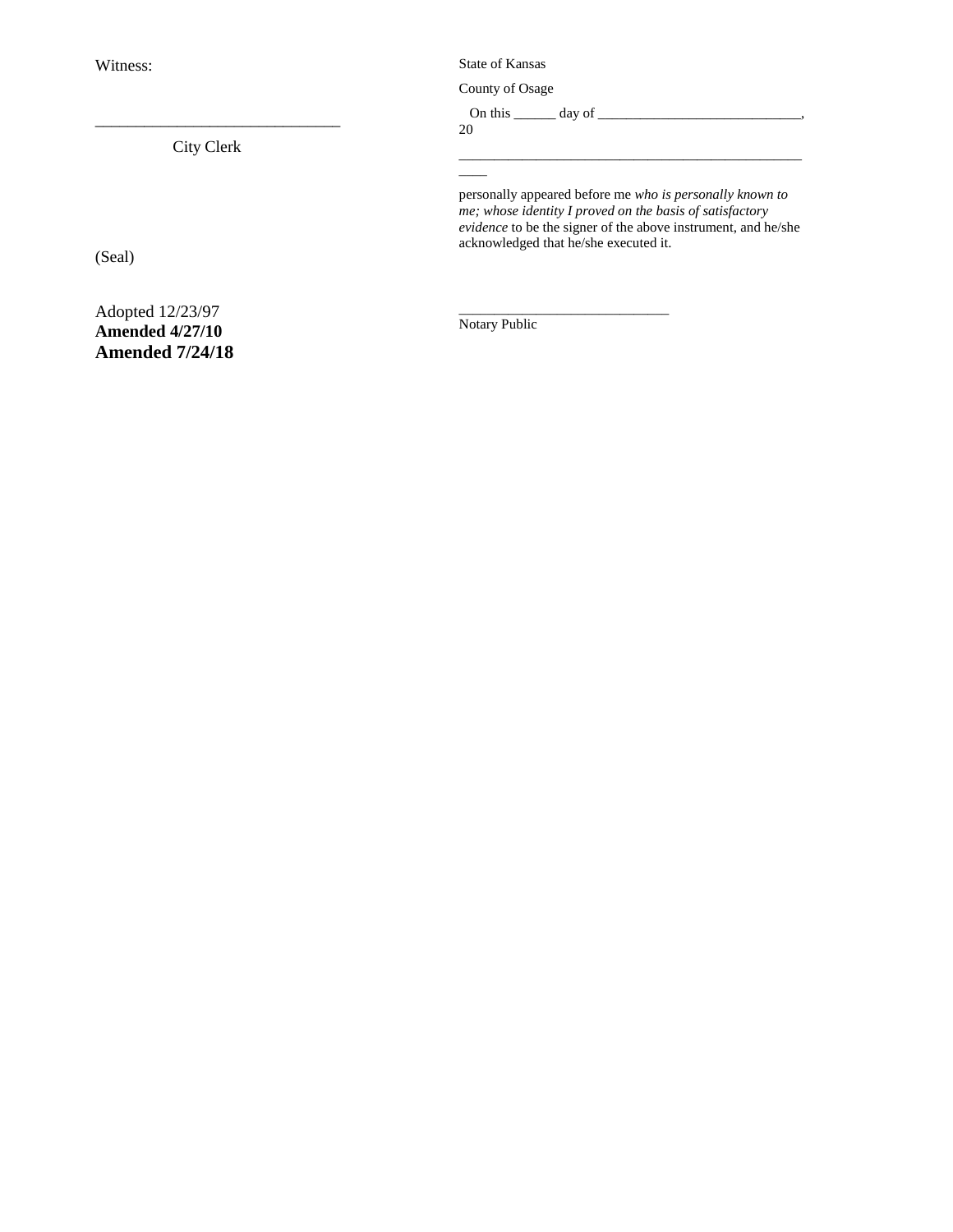Witness:

_______________________________

City Clerk

(Seal)

Adopted 12/23/97
**Amended 4/27/10**
**Amended 7/24/18**

State of Kansas

County of Osage

On this ______ day of _____________________________, 20

______________________________________________________

personally appeared before me *who is personally known to me; whose identity I proved on the basis of satisfactory evidence* to be the signer of the above instrument, and he/she acknowledged that he/she executed it.

_____________________________
Notary Public